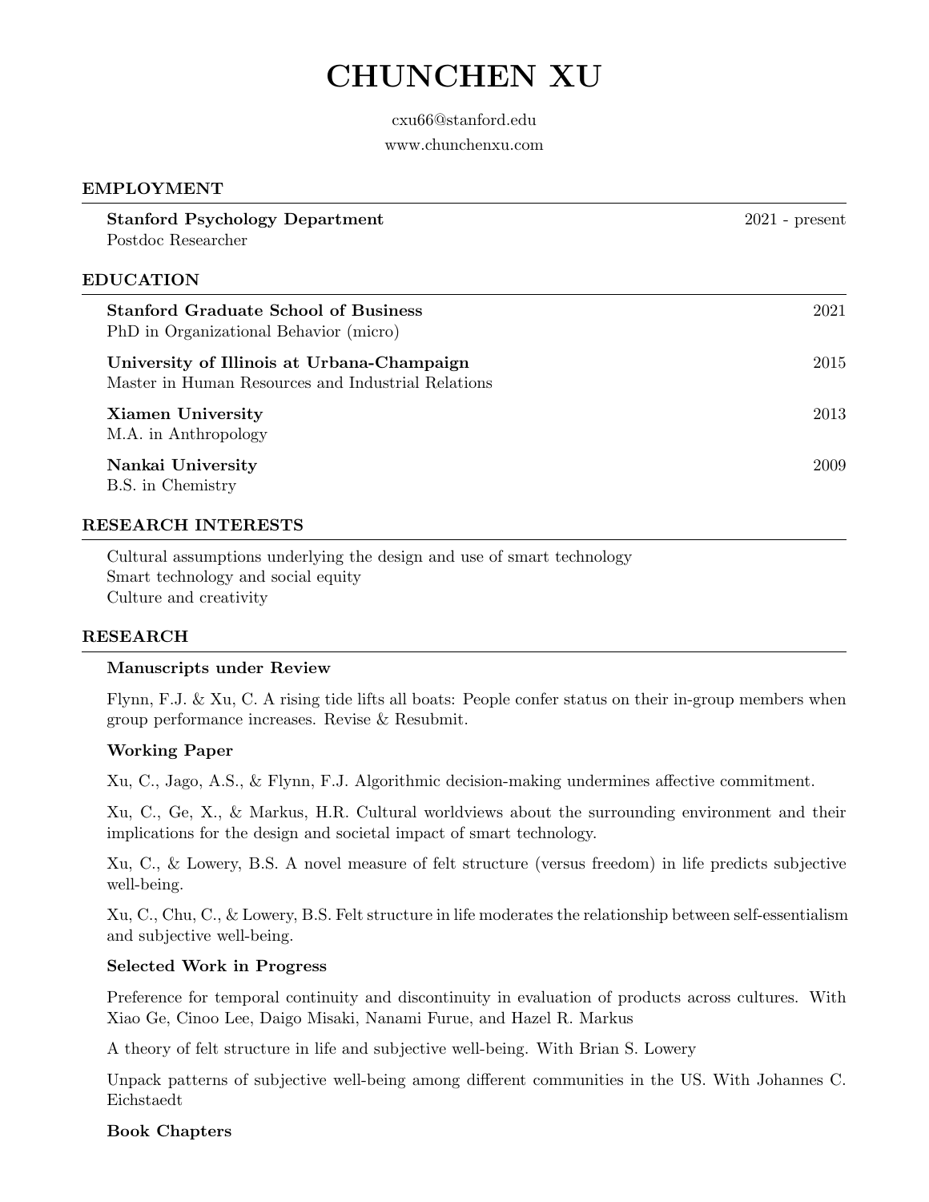# CHUNCHEN XU

cxu66@stanford.edu

www.chunchenxu.com

## EMPLOYMENT

**Stanford Psychology Department** — 2021 - present
Postdoc Researcher

## EDUCATION

**Stanford Graduate School of Business** — 2021
PhD in Organizational Behavior (micro)

**University of Illinois at Urbana-Champaign** — 2015
Master in Human Resources and Industrial Relations

**Xiamen University** — 2013
M.A. in Anthropology

**Nankai University** — 2009
B.S. in Chemistry

## RESEARCH INTERESTS

Cultural assumptions underlying the design and use of smart technology
Smart technology and social equity
Culture and creativity

## RESEARCH

### Manuscripts under Review

Flynn, F.J. & Xu, C. A rising tide lifts all boats: People confer status on their in-group members when group performance increases. Revise & Resubmit.

### Working Paper

Xu, C., Jago, A.S., & Flynn, F.J. Algorithmic decision-making undermines affective commitment.

Xu, C., Ge, X., & Markus, H.R. Cultural worldviews about the surrounding environment and their implications for the design and societal impact of smart technology.

Xu, C., & Lowery, B.S. A novel measure of felt structure (versus freedom) in life predicts subjective well-being.

Xu, C., Chu, C., & Lowery, B.S. Felt structure in life moderates the relationship between self-essentialism and subjective well-being.

### Selected Work in Progress

Preference for temporal continuity and discontinuity in evaluation of products across cultures. With Xiao Ge, Cinoo Lee, Daigo Misaki, Nanami Furue, and Hazel R. Markus

A theory of felt structure in life and subjective well-being. With Brian S. Lowery

Unpack patterns of subjective well-being among different communities in the US. With Johannes C. Eichstaedt

### Book Chapters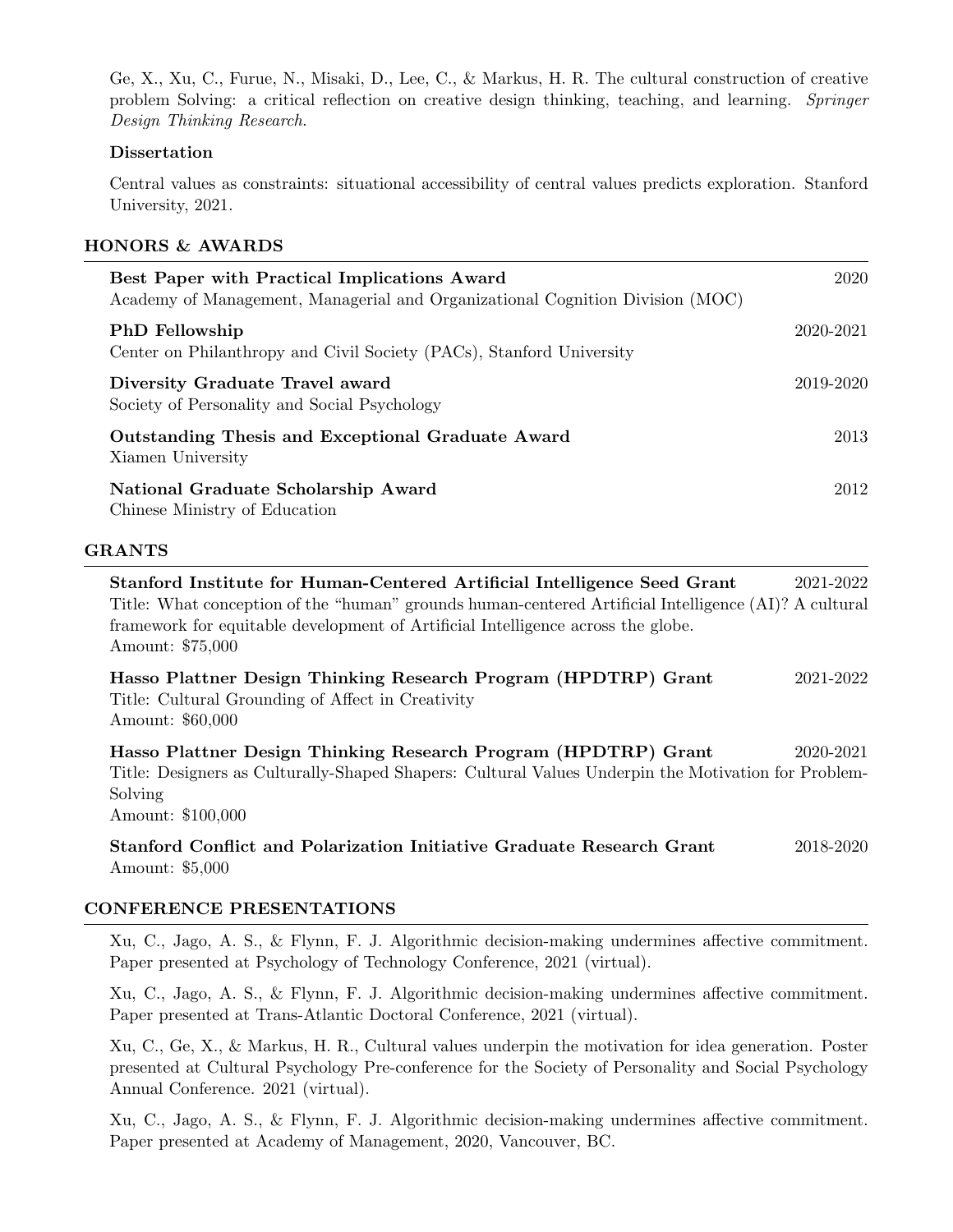Ge, X., Xu, C., Furue, N., Misaki, D., Lee, C., & Markus, H. R. The cultural construction of creative problem Solving: a critical reflection on creative design thinking, teaching, and learning. *Springer Design Thinking Research.*

**Dissertation**

Central values as constraints: situational accessibility of central values predicts exploration. Stanford University, 2021.

## HONORS & AWARDS

**Best Paper with Practical Implications Award** 2020
Academy of Management, Managerial and Organizational Cognition Division (MOC)

**PhD Fellowship** 2020-2021
Center on Philanthropy and Civil Society (PACs), Stanford University

**Diversity Graduate Travel award** 2019-2020
Society of Personality and Social Psychology

**Outstanding Thesis and Exceptional Graduate Award** 2013
Xiamen University

**National Graduate Scholarship Award** 2012
Chinese Ministry of Education

## GRANTS

**Stanford Institute for Human-Centered Artificial Intelligence Seed Grant** 2021-2022
Title: What conception of the "human" grounds human-centered Artificial Intelligence (AI)? A cultural framework for equitable development of Artificial Intelligence across the globe.
Amount: $75,000

**Hasso Plattner Design Thinking Research Program (HPDTRP) Grant** 2021-2022
Title: Cultural Grounding of Affect in Creativity
Amount: $60,000

**Hasso Plattner Design Thinking Research Program (HPDTRP) Grant** 2020-2021
Title: Designers as Culturally-Shaped Shapers: Cultural Values Underpin the Motivation for Problem-Solving
Amount: $100,000

**Stanford Conflict and Polarization Initiative Graduate Research Grant** 2018-2020
Amount: $5,000

## CONFERENCE PRESENTATIONS

Xu, C., Jago, A. S., & Flynn, F. J. Algorithmic decision-making undermines affective commitment. Paper presented at Psychology of Technology Conference, 2021 (virtual).

Xu, C., Jago, A. S., & Flynn, F. J. Algorithmic decision-making undermines affective commitment. Paper presented at Trans-Atlantic Doctoral Conference, 2021 (virtual).

Xu, C., Ge, X., & Markus, H. R., Cultural values underpin the motivation for idea generation. Poster presented at Cultural Psychology Pre-conference for the Society of Personality and Social Psychology Annual Conference. 2021 (virtual).

Xu, C., Jago, A. S., & Flynn, F. J. Algorithmic decision-making undermines affective commitment. Paper presented at Academy of Management, 2020, Vancouver, BC.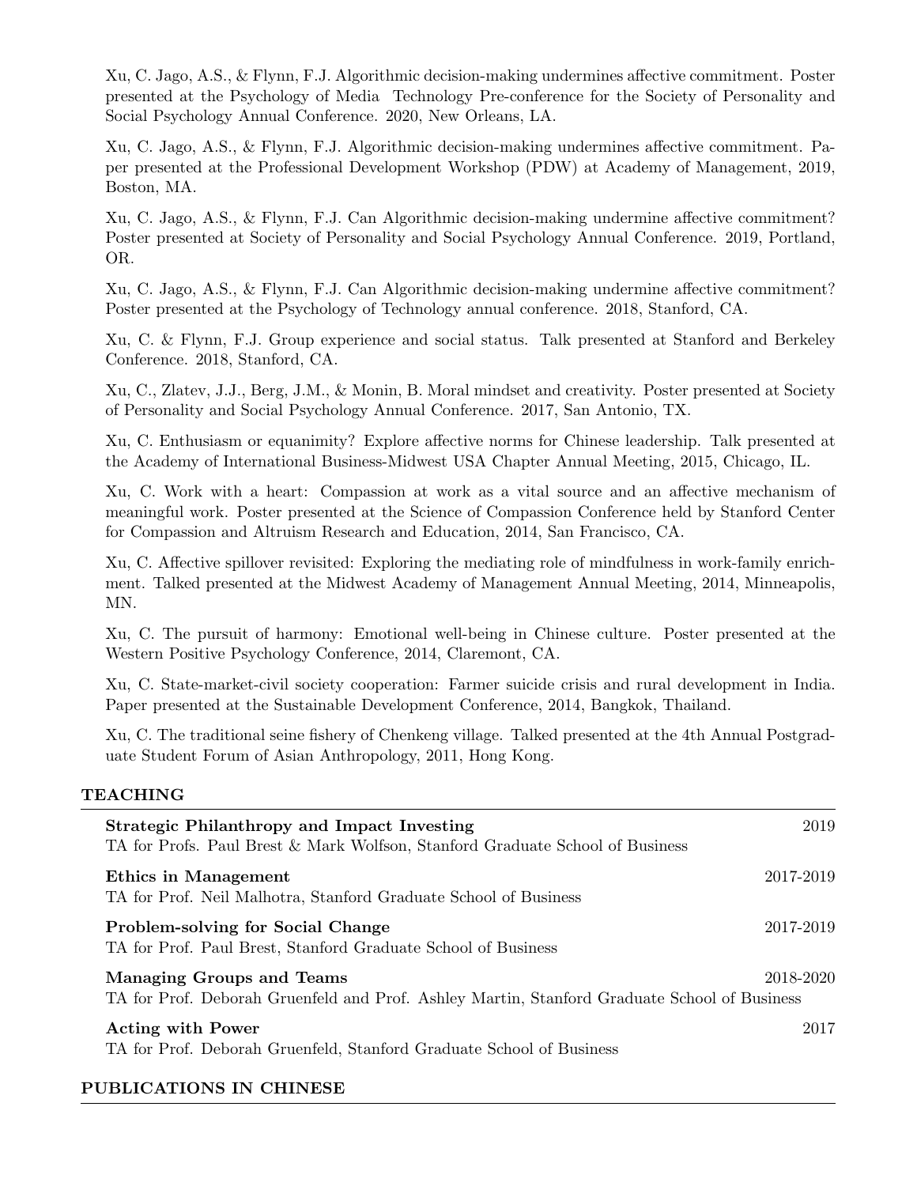Xu, C. Jago, A.S., & Flynn, F.J. Algorithmic decision-making undermines affective commitment. Poster presented at the Psychology of Media Technology Pre-conference for the Society of Personality and Social Psychology Annual Conference. 2020, New Orleans, LA.

Xu, C. Jago, A.S., & Flynn, F.J. Algorithmic decision-making undermines affective commitment. Paper presented at the Professional Development Workshop (PDW) at Academy of Management, 2019, Boston, MA.

Xu, C. Jago, A.S., & Flynn, F.J. Can Algorithmic decision-making undermine affective commitment? Poster presented at Society of Personality and Social Psychology Annual Conference. 2019, Portland, OR.

Xu, C. Jago, A.S., & Flynn, F.J. Can Algorithmic decision-making undermine affective commitment? Poster presented at the Psychology of Technology annual conference. 2018, Stanford, CA.

Xu, C. & Flynn, F.J. Group experience and social status. Talk presented at Stanford and Berkeley Conference. 2018, Stanford, CA.

Xu, C., Zlatev, J.J., Berg, J.M., & Monin, B. Moral mindset and creativity. Poster presented at Society of Personality and Social Psychology Annual Conference. 2017, San Antonio, TX.

Xu, C. Enthusiasm or equanimity? Explore affective norms for Chinese leadership. Talk presented at the Academy of International Business-Midwest USA Chapter Annual Meeting, 2015, Chicago, IL.

Xu, C. Work with a heart: Compassion at work as a vital source and an affective mechanism of meaningful work. Poster presented at the Science of Compassion Conference held by Stanford Center for Compassion and Altruism Research and Education, 2014, San Francisco, CA.

Xu, C. Affective spillover revisited: Exploring the mediating role of mindfulness in work-family enrichment. Talked presented at the Midwest Academy of Management Annual Meeting, 2014, Minneapolis, MN.

Xu, C. The pursuit of harmony: Emotional well-being in Chinese culture. Poster presented at the Western Positive Psychology Conference, 2014, Claremont, CA.

Xu, C. State-market-civil society cooperation: Farmer suicide crisis and rural development in India. Paper presented at the Sustainable Development Conference, 2014, Bangkok, Thailand.

Xu, C. The traditional seine fishery of Chenkeng village. Talked presented at the 4th Annual Postgraduate Student Forum of Asian Anthropology, 2011, Hong Kong.

## TEACHING

**Strategic Philanthropy and Impact Investing** — 2019
TA for Profs. Paul Brest & Mark Wolfson, Stanford Graduate School of Business

**Ethics in Management** — 2017-2019
TA for Prof. Neil Malhotra, Stanford Graduate School of Business

**Problem-solving for Social Change** — 2017-2019
TA for Prof. Paul Brest, Stanford Graduate School of Business

**Managing Groups and Teams** — 2018-2020
TA for Prof. Deborah Gruenfeld and Prof. Ashley Martin, Stanford Graduate School of Business

**Acting with Power** — 2017
TA for Prof. Deborah Gruenfeld, Stanford Graduate School of Business

## PUBLICATIONS IN CHINESE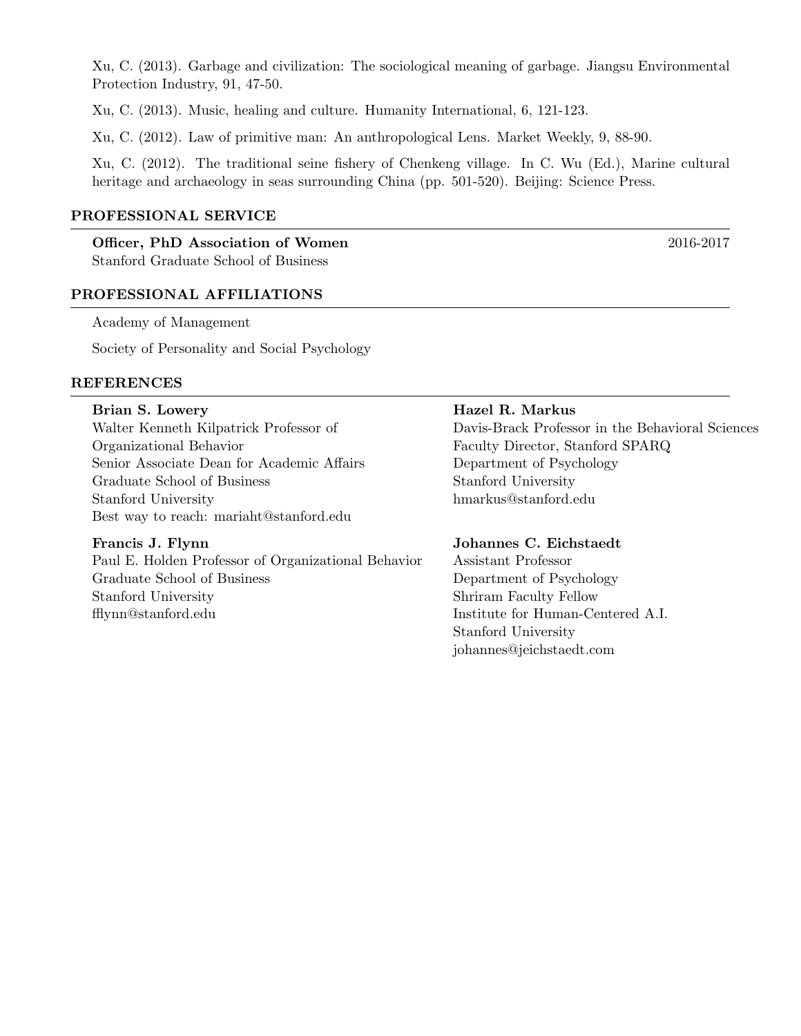Xu, C. (2013). Garbage and civilization: The sociological meaning of garbage. Jiangsu Environmental Protection Industry, 91, 47-50.

Xu, C. (2013). Music, healing and culture. Humanity International, 6, 121-123.

Xu, C. (2012). Law of primitive man: An anthropological Lens. Market Weekly, 9, 88-90.

Xu, C. (2012). The traditional seine fishery of Chenkeng village. In C. Wu (Ed.), Marine cultural heritage and archaeology in seas surrounding China (pp. 501-520). Beijing: Science Press.

## PROFESSIONAL SERVICE

**Officer, PhD Association of Women** 2016-2017
Stanford Graduate School of Business

## PROFESSIONAL AFFILIATIONS

Academy of Management

Society of Personality and Social Psychology

## REFERENCES

**Brian S. Lowery**
Walter Kenneth Kilpatrick Professor of Organizational Behavior
Senior Associate Dean for Academic Affairs
Graduate School of Business
Stanford University
Best way to reach: mariaht@stanford.edu

**Hazel R. Markus**
Davis-Brack Professor in the Behavioral Sciences
Faculty Director, Stanford SPARQ
Department of Psychology
Stanford University
hmarkus@stanford.edu

**Francis J. Flynn**
Paul E. Holden Professor of Organizational Behavior
Graduate School of Business
Stanford University
fflynn@stanford.edu

**Johannes C. Eichstaedt**
Assistant Professor
Department of Psychology
Shriram Faculty Fellow
Institute for Human-Centered A.I.
Stanford University
johannes@jeichstaedt.com